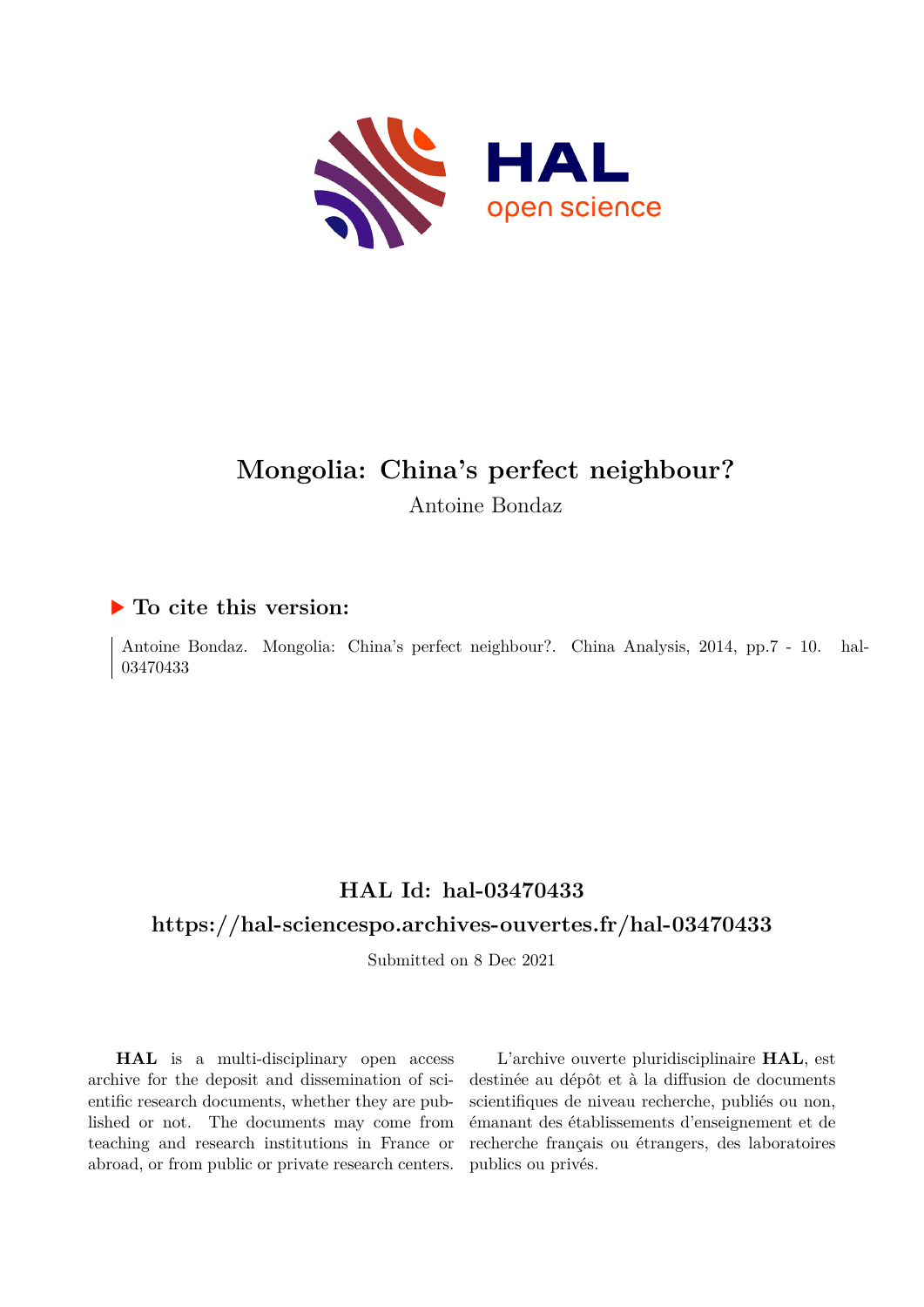# Mongolia: China's perfect neighbour?

Antoine Bondaz

## ▶ To cite this version:

Antoine Bondaz. Mongolia: China's perfect neighbour?. China Analysis, 2014, pp.7 - 10. hal-03470433

## HAL Id: hal-03470433

## https://hal-sciencespo.archives-ouvertes.fr/hal-03470433

Submitted on 8 Dec 2021

**HAL** is a multi-disciplinary open access archive for the deposit and dissemination of scientific research documents, whether they are published or not. The documents may come from teaching and research institutions in France or abroad, or from public or private research centers.

L'archive ouverte pluridisciplinaire **HAL**, est destinée au dépôt et à la diffusion de documents scientifiques de niveau recherche, publiés ou non, émanant des établissements d'enseignement et de recherche français ou étrangers, des laboratoires publics ou privés.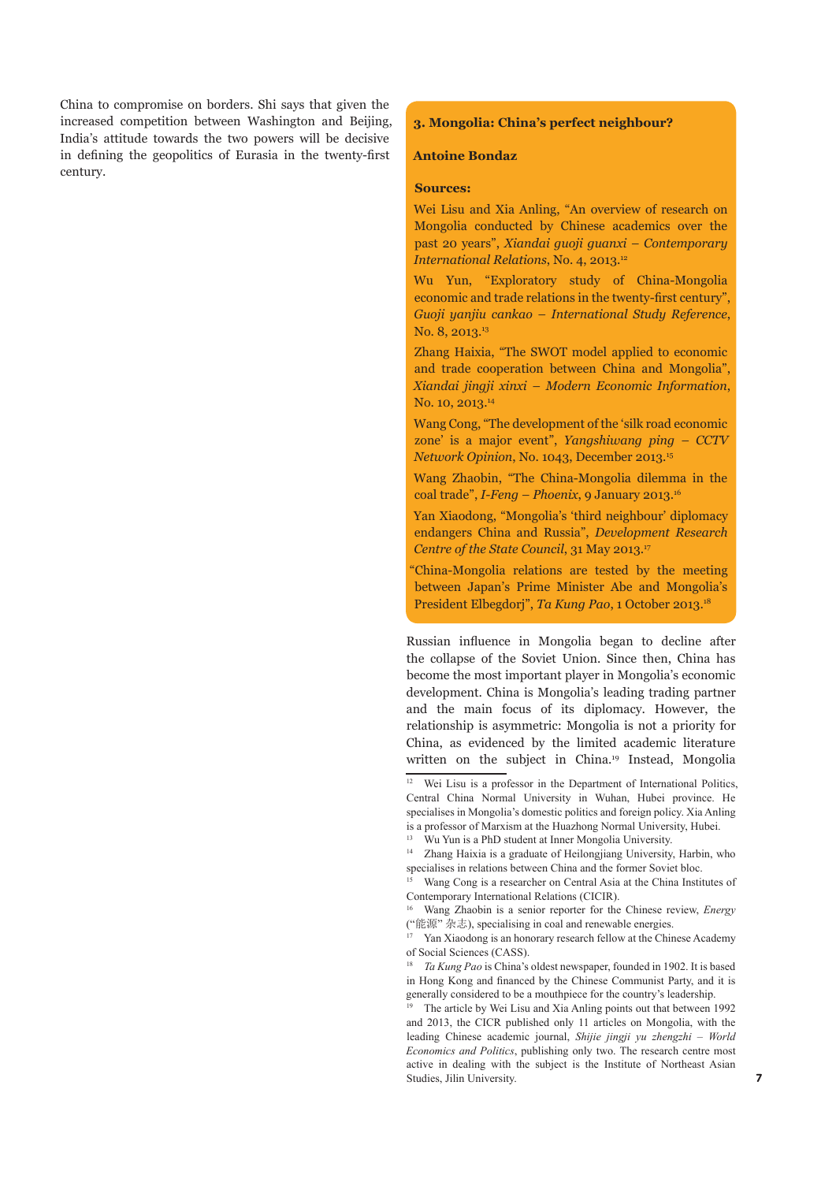China to compromise on borders. Shi says that given the increased competition between Washington and Beijing, India's attitude towards the two powers will be decisive in defining the geopolitics of Eurasia in the twenty-first century.

## 3. Mongolia: China's perfect neighbour?

**Antoine Bondaz**

**Sources:**

Wei Lisu and Xia Anling, "An overview of research on Mongolia conducted by Chinese academics over the past 20 years", *Xiandai guoji guanxi – Contemporary International Relations*, No. 4, 2013.[12]

Wu Yun, "Exploratory study of China-Mongolia economic and trade relations in the twenty-first century", *Guoji yanjiu cankao – International Study Reference*, No. 8, 2013.[13]

Zhang Haixia, "The SWOT model applied to economic and trade cooperation between China and Mongolia", *Xiandai jingji xinxi – Modern Economic Information*, No. 10, 2013.[14]

Wang Cong, "The development of the 'silk road economic zone' is a major event", *Yangshiwang ping – CCTV Network Opinion*, No. 1043, December 2013.[15]

Wang Zhaobin, "The China-Mongolia dilemma in the coal trade", *I-Feng – Phoenix*, 9 January 2013.[16]

Yan Xiaodong, "Mongolia's 'third neighbour' diplomacy endangers China and Russia", *Development Research Centre of the State Council*, 31 May 2013.[17]

"China-Mongolia relations are tested by the meeting between Japan's Prime Minister Abe and Mongolia's President Elbegdorj", *Ta Kung Pao*, 1 October 2013.[18]

Russian influence in Mongolia began to decline after the collapse of the Soviet Union. Since then, China has become the most important player in Mongolia's economic development. China is Mongolia's leading trading partner and the main focus of its diplomacy. However, the relationship is asymmetric: Mongolia is not a priority for China, as evidenced by the limited academic literature written on the subject in China.[19] Instead, Mongolia

---

[12] Wei Lisu is a professor in the Department of International Politics, Central China Normal University in Wuhan, Hubei province. He specialises in Mongolia's domestic politics and foreign policy. Xia Anling is a professor of Marxism at the Huazhong Normal University, Hubei.

[13] Wu Yun is a PhD student at Inner Mongolia University.

[14] Zhang Haixia is a graduate of Heilongjiang University, Harbin, who specialises in relations between China and the former Soviet bloc.

[15] Wang Cong is a researcher on Central Asia at the China Institutes of Contemporary International Relations (CICIR).

[16] Wang Zhaobin is a senior reporter for the Chinese review, *Energy* ("能源" 杂志), specialising in coal and renewable energies.

[17] Yan Xiaodong is an honorary research fellow at the Chinese Academy of Social Sciences (CASS).

[18] *Ta Kung Pao* is China's oldest newspaper, founded in 1902. It is based in Hong Kong and financed by the Chinese Communist Party, and it is generally considered to be a mouthpiece for the country's leadership.

[19] The article by Wei Lisu and Xia Anling points out that between 1992 and 2013, the CICR published only 11 articles on Mongolia, with the leading Chinese academic journal, *Shijie jingji yu zhengzhi – World Economics and Politics*, publishing only two. The research centre most active in dealing with the subject is the Institute of Northeast Asian Studies, Jilin University.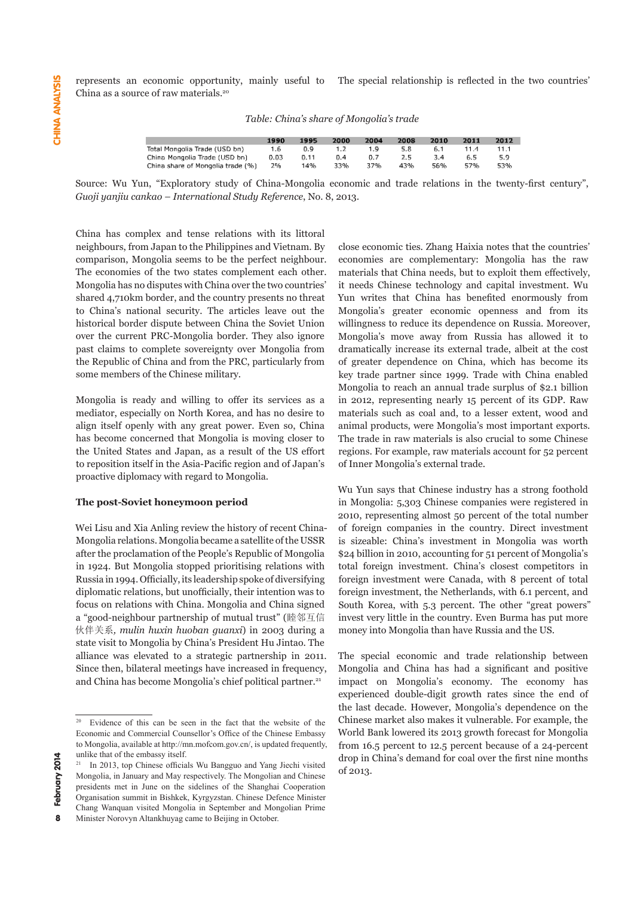represents an economic opportunity, mainly useful to China as a source of raw materials.[20]

*Table: China's share of Mongolia's trade*

| | 1990 | 1995 | 2000 | 2004 | 2008 | 2010 | 2011 | 2012 |
|---|---|---|---|---|---|---|---|---|
| Total Mongolia Trade (USD bn) | 1.6 | 0.9 | 1.2 | 1.9 | 5.8 | 6.1 | 11.4 | 11.1 |
| China Mongolia Trade (USD bn) | 0.03 | 0.11 | 0.4 | 0.7 | 2.5 | 3.4 | 6.5 | 5.9 |
| China share of Mongolia trade (%) | 2% | 14% | 33% | 37% | 43% | 56% | 57% | 53% |

Source: Wu Yun, "Exploratory study of China-Mongolia economic and trade relations in the twenty-first century", *Guoji yanjiu cankao – International Study Reference*, No. 8, 2013.

China has complex and tense relations with its littoral neighbours, from Japan to the Philippines and Vietnam. By comparison, Mongolia seems to be the perfect neighbour. The economies of the two states complement each other. Mongolia has no disputes with China over the two countries' shared 4,710km border, and the country presents no threat to China's national security. The articles leave out the historical border dispute between China the Soviet Union over the current PRC-Mongolia border. They also ignore past claims to complete sovereignty over Mongolia from the Republic of China and from the PRC, particularly from some members of the Chinese military.

Mongolia is ready and willing to offer its services as a mediator, especially on North Korea, and has no desire to align itself openly with any great power. Even so, China has become concerned that Mongolia is moving closer to the United States and Japan, as a result of the US effort to reposition itself in the Asia-Pacific region and of Japan's proactive diplomacy with regard to Mongolia.

## The post-Soviet honeymoon period

Wei Lisu and Xia Anling review the history of recent China-Mongolia relations. Mongolia became a satellite of the USSR after the proclamation of the People's Republic of Mongolia in 1924. But Mongolia stopped prioritising relations with Russia in 1994. Officially, its leadership spoke of diversifying diplomatic relations, but unofficially, their intention was to focus on relations with China. Mongolia and China signed a "good-neighbour partnership of mutual trust" (睦邻互信伙伴关系, *mulin huxin huoban guanxi*) in 2003 during a state visit to Mongolia by China's President Hu Jintao. The alliance was elevated to a strategic partnership in 2011. Since then, bilateral meetings have increased in frequency, and China has become Mongolia's chief political partner.[21]

The special relationship is reflected in the two countries' close economic ties. Zhang Haixia notes that the countries' economies are complementary: Mongolia has the raw materials that China needs, but to exploit them effectively, it needs Chinese technology and capital investment. Wu Yun writes that China has benefited enormously from Mongolia's greater economic openness and from its willingness to reduce its dependence on Russia. Moreover, Mongolia's move away from Russia has allowed it to dramatically increase its external trade, albeit at the cost of greater dependence on China, which has become its key trade partner since 1999. Trade with China enabled Mongolia to reach an annual trade surplus of $2.1 billion in 2012, representing nearly 15 percent of its GDP. Raw materials such as coal and, to a lesser extent, wood and animal products, were Mongolia's most important exports. The trade in raw materials is also crucial to some Chinese regions. For example, raw materials account for 52 percent of Inner Mongolia's external trade.

Wu Yun says that Chinese industry has a strong foothold in Mongolia: 5,303 Chinese companies were registered in 2010, representing almost 50 percent of the total number of foreign companies in the country. Direct investment is sizeable: China's investment in Mongolia was worth $24 billion in 2010, accounting for 51 percent of Mongolia's total foreign investment. China's closest competitors in foreign investment were Canada, with 8 percent of total foreign investment, the Netherlands, with 6.1 percent, and South Korea, with 5.3 percent. The other "great powers" invest very little in the country. Even Burma has put more money into Mongolia than have Russia and the US.

The special economic and trade relationship between Mongolia and China has had a significant and positive impact on Mongolia's economy. The economy has experienced double-digit growth rates since the end of the last decade. However, Mongolia's dependence on the Chinese market also makes it vulnerable. For example, the World Bank lowered its 2013 growth forecast for Mongolia from 16.5 percent to 12.5 percent because of a 24-percent drop in China's demand for coal over the first nine months of 2013.

---

[20] Evidence of this can be seen in the fact that the website of the Economic and Commercial Counsellor's Office of the Chinese Embassy to Mongolia, available at http://mn.mofcom.gov.cn/, is updated frequently, unlike that of the embassy itself.

[21] In 2013, top Chinese officials Wu Bangguo and Yang Jiechi visited Mongolia, in January and May respectively. The Mongolian and Chinese presidents met in June on the sidelines of the Shanghai Cooperation Organisation summit in Bishkek, Kyrgyzstan. Chinese Defence Minister Chang Wanquan visited Mongolia in September and Mongolian Prime Minister Norovyn Altankhuyag came to Beijing in October.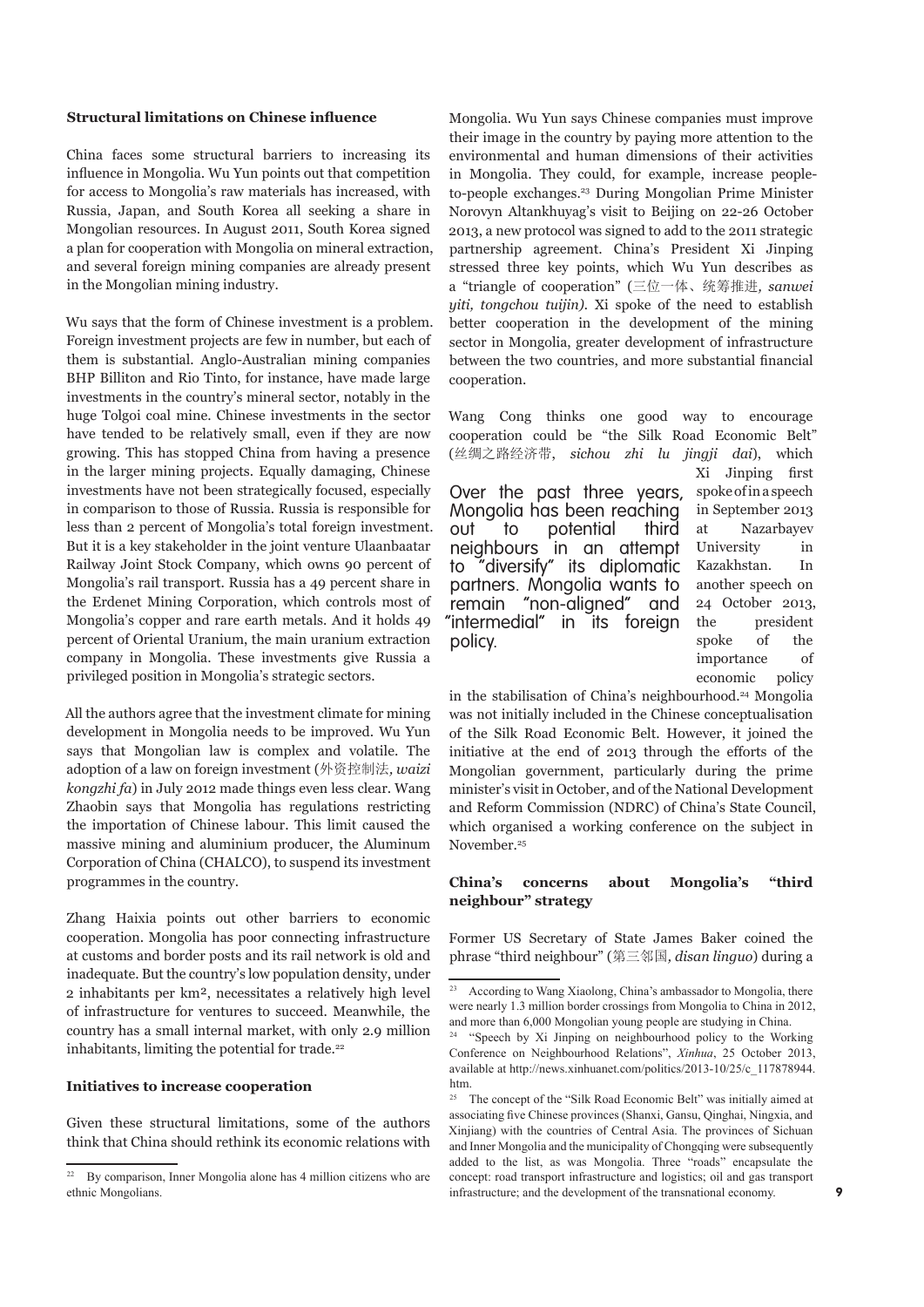### Structural limitations on Chinese influence

China faces some structural barriers to increasing its influence in Mongolia. Wu Yun points out that competition for access to Mongolia's raw materials has increased, with Russia, Japan, and South Korea all seeking a share in Mongolian resources. In August 2011, South Korea signed a plan for cooperation with Mongolia on mineral extraction, and several foreign mining companies are already present in the Mongolian mining industry.

Wu says that the form of Chinese investment is a problem. Foreign investment projects are few in number, but each of them is substantial. Anglo-Australian mining companies BHP Billiton and Rio Tinto, for instance, have made large investments in the country's mineral sector, notably in the huge Tolgoi coal mine. Chinese investments in the sector have tended to be relatively small, even if they are now growing. This has stopped China from having a presence in the larger mining projects. Equally damaging, Chinese investments have not been strategically focused, especially in comparison to those of Russia. Russia is responsible for less than 2 percent of Mongolia's total foreign investment. But it is a key stakeholder in the joint venture Ulaanbaatar Railway Joint Stock Company, which owns 90 percent of Mongolia's rail transport. Russia has a 49 percent share in the Erdenet Mining Corporation, which controls most of Mongolia's copper and rare earth metals. And it holds 49 percent of Oriental Uranium, the main uranium extraction company in Mongolia. These investments give Russia a privileged position in Mongolia's strategic sectors.

All the authors agree that the investment climate for mining development in Mongolia needs to be improved. Wu Yun says that Mongolian law is complex and volatile. The adoption of a law on foreign investment (外资控制法*, waizi kongzhi fa*) in July 2012 made things even less clear. Wang Zhaobin says that Mongolia has regulations restricting the importation of Chinese labour. This limit caused the massive mining and aluminium producer, the Aluminum Corporation of China (CHALCO), to suspend its investment programmes in the country.

Zhang Haixia points out other barriers to economic cooperation. Mongolia has poor connecting infrastructure at customs and border posts and its rail network is old and inadequate. But the country's low population density, under 2 inhabitants per km², necessitates a relatively high level of infrastructure for ventures to succeed. Meanwhile, the country has a small internal market, with only 2.9 million inhabitants, limiting the potential for trade.[22]

### Initiatives to increase cooperation

Given these structural limitations, some of the authors think that China should rethink its economic relations with Mongolia. Wu Yun says Chinese companies must improve their image in the country by paying more attention to the environmental and human dimensions of their activities in Mongolia. They could, for example, increase people-to-people exchanges.[23] During Mongolian Prime Minister Norovyn Altankhuyag's visit to Beijing on 22-26 October 2013, a new protocol was signed to add to the 2011 strategic partnership agreement. China's President Xi Jinping stressed three key points, which Wu Yun describes as a "triangle of cooperation" (三位一体、统筹推进*, sanwei yiti, tongchou tuijin).* Xi spoke of the need to establish better cooperation in the development of the mining sector in Mongolia, greater development of infrastructure between the two countries, and more substantial financial cooperation.

Wang Cong thinks one good way to encourage cooperation could be "the Silk Road Economic Belt" (丝绸之路经济带, *sichou zhi lu jingji dai*), which Xi Jinping first spoke of in a speech in September 2013 at Nazarbayev University in Kazakhstan. In another speech on 24 October 2013, the president spoke of the importance of economic policy in the stabilisation of China's neighbourhood.[24] Mongolia was not initially included in the Chinese conceptualisation of the Silk Road Economic Belt. However, it joined the initiative at the end of 2013 through the efforts of the Mongolian government, particularly during the prime minister's visit in October, and of the National Development and Reform Commission (NDRC) of China's State Council, which organised a working conference on the subject in November.[25]

> Over the past three years, Mongolia has been reaching out to potential third neighbours in an attempt to "diversify" its diplomatic partners. Mongolia wants to remain "non-aligned" and "intermedial" in its foreign policy.

### China's concerns about Mongolia's "third neighbour" strategy

Former US Secretary of State James Baker coined the phrase "third neighbour" (第三邻国*, disan linguo*) during a

---

[22] By comparison, Inner Mongolia alone has 4 million citizens who are ethnic Mongolians.

[23] According to Wang Xiaolong, China's ambassador to Mongolia, there were nearly 1.3 million border crossings from Mongolia to China in 2012, and more than 6,000 Mongolian young people are studying in China.

[24] "Speech by Xi Jinping on neighbourhood policy to the Working Conference on Neighbourhood Relations", *Xinhua*, 25 October 2013, available at http://news.xinhuanet.com/politics/2013-10/25/c_117878944.htm.

[25] The concept of the "Silk Road Economic Belt" was initially aimed at associating five Chinese provinces (Shanxi, Gansu, Qinghai, Ningxia, and Xinjiang) with the countries of Central Asia. The provinces of Sichuan and Inner Mongolia and the municipality of Chongqing were subsequently added to the list, as was Mongolia. Three "roads" encapsulate the concept: road transport infrastructure and logistics; oil and gas transport infrastructure; and the development of the transnational economy.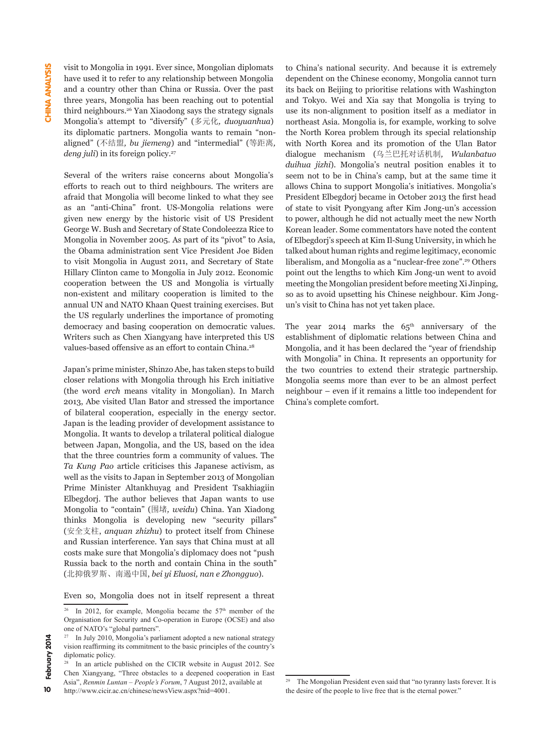visit to Mongolia in 1991. Ever since, Mongolian diplomats have used it to refer to any relationship between Mongolia and a country other than China or Russia. Over the past three years, Mongolia has been reaching out to potential third neighbours.[26] Yan Xiaodong says the strategy signals Mongolia's attempt to "diversify" (多元化, *duoyuanhua*) its diplomatic partners. Mongolia wants to remain "non-aligned" (不结盟, *bu jiemeng*) and "intermediat" (等距离, *deng juli*) in its foreign policy.[27]

Several of the writers raise concerns about Mongolia's efforts to reach out to third neighbours. The writers are afraid that Mongolia will become linked to what they see as an "anti-China" front. US-Mongolia relations were given new energy by the historic visit of US President George W. Bush and Secretary of State Condoleezza Rice to Mongolia in November 2005. As part of its "pivot" to Asia, the Obama administration sent Vice President Joe Biden to visit Mongolia in August 2011, and Secretary of State Hillary Clinton came to Mongolia in July 2012. Economic cooperation between the US and Mongolia is virtually non-existent and military cooperation is limited to the annual UN and NATO Khaan Quest training exercises. But the US regularly underlines the importance of promoting democracy and basing cooperation on democratic values. Writers such as Chen Xiangyang have interpreted this US values-based offensive as an effort to contain China.[28]

Japan's prime minister, Shinzo Abe, has taken steps to build closer relations with Mongolia through his Erch initiative (the word *erch* means vitality in Mongolian). In March 2013, Abe visited Ulan Bator and stressed the importance of bilateral cooperation, especially in the energy sector. Japan is the leading provider of development assistance to Mongolia. It wants to develop a trilateral political dialogue between Japan, Mongolia, and the US, based on the idea that the three countries form a community of values. The *Ta Kung Pao* article criticises this Japanese activism, as well as the visits to Japan in September 2013 of Mongolian Prime Minister Altankhuyag and President Tsakhiagiin Elbegdorj. The author believes that Japan wants to use Mongolia to "contain" (围堵, *weidu*) China. Yan Xiadong thinks Mongolia is developing new "security pillars" (安全支柱, *anquan zhizhu*) to protect itself from Chinese and Russian interference. Yan says that China must at all costs make sure that Mongolia's diplomacy does not "push Russia back to the north and contain China in the south" (北抑俄罗斯、南遏中国, *bei yi Eluosi, nan e Zhongguo*).

Even so, Mongolia does not in itself represent a threat to China's national security. And because it is extremely dependent on the Chinese economy, Mongolia cannot turn its back on Beijing to prioritise relations with Washington and Tokyo. Wei and Xia say that Mongolia is trying to use its non-alignment to position itself as a mediator in northeast Asia. Mongolia is, for example, working to solve the North Korea problem through its special relationship with North Korea and its promotion of the Ulan Bator dialogue mechanism (乌兰巴托对话机制, *Wulanbatuo duihua jizhi*). Mongolia's neutral position enables it to seem not to be in China's camp, but at the same time it allows China to support Mongolia's initiatives. Mongolia's President Elbegdorj became in October 2013 the first head of state to visit Pyongyang after Kim Jong-un's accession to power, although he did not actually meet the new North Korean leader. Some commentators have noted the content of Elbegdorj's speech at Kim Il-Sung University, in which he talked about human rights and regime legitimacy, economic liberalism, and Mongolia as a "nuclear-free zone".[29] Others point out the lengths to which Kim Jong-un went to avoid meeting the Mongolian president before meeting Xi Jinping, so as to avoid upsetting his Chinese neighbour. Kim Jong-un's visit to China has not yet taken place.

The year 2014 marks the 65th anniversary of the establishment of diplomatic relations between China and Mongolia, and it has been declared the "year of friendship with Mongolia" in China. It represents an opportunity for the two countries to extend their strategic partnership. Mongolia seems more than ever to be an almost perfect neighbour – even if it remains a little too independent for China's complete comfort.

---

[26] In 2012, for example, Mongolia became the 57th member of the Organisation for Security and Co-operation in Europe (OCSE) and also one of NATO's "global partners".

[27] In July 2010, Mongolia's parliament adopted a new national strategy vision reaffirming its commitment to the basic principles of the country's diplomatic policy.

[28] In an article published on the CICIR website in August 2012. See Chen Xiangyang, "Three obstacles to a deepened cooperation in East Asia", *Renmin Luntan – People's Forum*, 7 August 2012, available at http://www.cicir.ac.cn/chinese/newsView.aspx?nid=4001.

[29] The Mongolian President even said that "no tyranny lasts forever. It is the desire of the people to live free that is the eternal power."